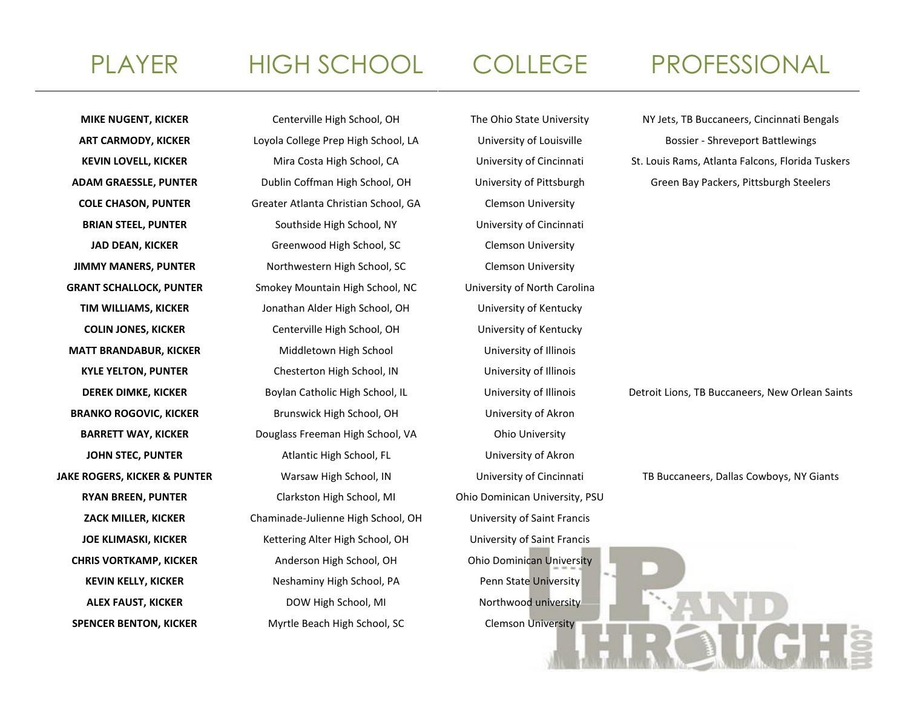| PLAYER | HIGH SCHOOL | COLLEGE | PROFESSIONAL |
|---|---|---|---|
| **MIKE NUGENT, KICKER** | Centerville High School, OH | The Ohio State University | NY Jets, TB Buccaneers, Cincinnati Bengals |
| **ART CARMODY, KICKER** | Loyola College Prep High School, LA | University of Louisville | Bossier - Shreveport Battlewings |
| **KEVIN LOVELL, KICKER** | Mira Costa High School, CA | University of Cincinnati | St. Louis Rams, Atlanta Falcons, Florida Tuskers |
| **ADAM GRAESSLE, PUNTER** | Dublin Coffman High School, OH | University of Pittsburgh | Green Bay Packers, Pittsburgh Steelers |
| **COLE CHASON, PUNTER** | Greater Atlanta Christian School, GA | Clemson University | |
| **BRIAN STEEL, PUNTER** | Southside High School, NY | University of Cincinnati | |
| **JAD DEAN, KICKER** | Greenwood High School, SC | Clemson University | |
| **JIMMY MANERS, PUNTER** | Northwestern High School, SC | Clemson University | |
| **GRANT SCHALLOCK, PUNTER** | Smokey Mountain High School, NC | University of North Carolina | |
| **TIM WILLIAMS, KICKER** | Jonathan Alder High School, OH | University of Kentucky | |
| **COLIN JONES, KICKER** | Centerville High School, OH | University of Kentucky | |
| **MATT BRANDABUR, KICKER** | Middletown High School | University of Illinois | |
| **KYLE YELTON, PUNTER** | Chesterton High School, IN | University of Illinois | |
| **DEREK DIMKE, KICKER** | Boylan Catholic High School, IL | University of Illinois | Detroit Lions, TB Buccaneers, New Orlean Saints |
| **BRANKO ROGOVIC, KICKER** | Brunswick High School, OH | University of Akron | |
| **BARRETT WAY, KICKER** | Douglass Freeman High School, VA | Ohio University | |
| **JOHN STEC, PUNTER** | Atlantic High School, FL | University of Akron | |
| **JAKE ROGERS, KICKER & PUNTER** | Warsaw High School, IN | University of Cincinnati | TB Buccaneers, Dallas Cowboys, NY Giants |
| **RYAN BREEN, PUNTER** | Clarkston High School, MI | Ohio Dominican University, PSU | |
| **ZACK MILLER, KICKER** | Chaminade-Julienne High School, OH | University of Saint Francis | |
| **JOE KLIMASKI, KICKER** | Kettering Alter High School, OH | University of Saint Francis | |
| **CHRIS VORTKAMP, KICKER** | Anderson High School, OH | Ohio Dominican University | |
| **KEVIN KELLY, KICKER** | Neshaminy High School, PA | Penn State University | |
| **ALEX FAUST, KICKER** | DOW High School, MI | Northwood university | |
| **SPENCER BENTON, KICKER** | Myrtle Beach High School, SC | Clemson University | |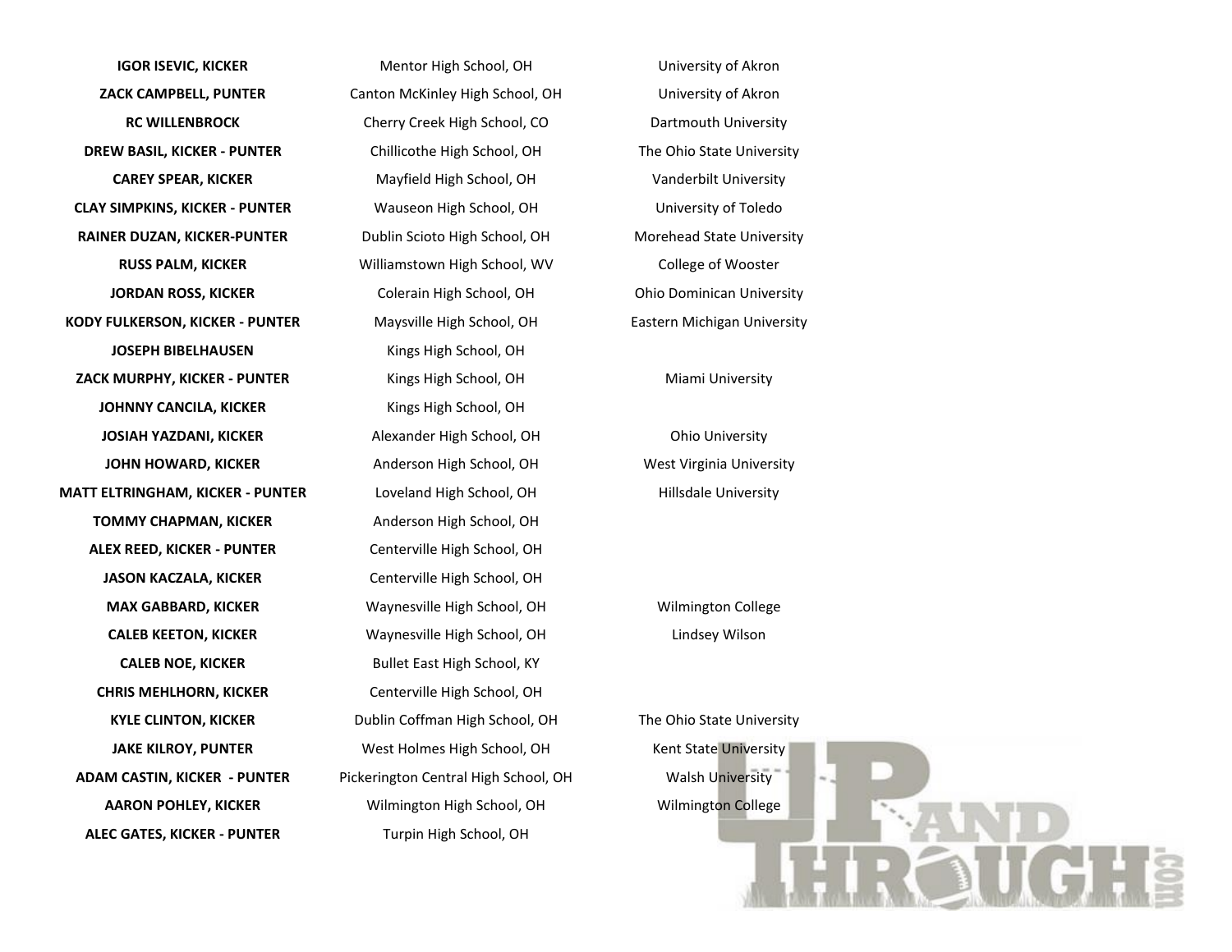| | | |
|---|---|---|
| **IGOR ISEVIC, KICKER** | Mentor High School, OH | University of Akron |
| **ZACK CAMPBELL, PUNTER** | Canton McKinley High School, OH | University of Akron |
| **RC WILLENBROCK** | Cherry Creek High School, CO | Dartmouth University |
| **DREW BASIL, KICKER - PUNTER** | Chillicothe High School, OH | The Ohio State University |
| **CAREY SPEAR, KICKER** | Mayfield High School, OH | Vanderbilt University |
| **CLAY SIMPKINS, KICKER - PUNTER** | Wauseon High School, OH | University of Toledo |
| **RAINER DUZAN, KICKER-PUNTER** | Dublin Scioto High School, OH | Morehead State University |
| **RUSS PALM, KICKER** | Williamstown High School, WV | College of Wooster |
| **JORDAN ROSS, KICKER** | Colerain High School, OH | Ohio Dominican University |
| **KODY FULKERSON, KICKER - PUNTER** | Maysville High School, OH | Eastern Michigan University |
| **JOSEPH BIBELHAUSEN** | Kings High School, OH | |
| **ZACK MURPHY, KICKER - PUNTER** | Kings High School, OH | Miami University |
| **JOHNNY CANCILA, KICKER** | Kings High School, OH | |
| **JOSIAH YAZDANI, KICKER** | Alexander High School, OH | Ohio University |
| **JOHN HOWARD, KICKER** | Anderson High School, OH | West Virginia University |
| **MATT ELTRINGHAM, KICKER - PUNTER** | Loveland High School, OH | Hillsdale University |
| **TOMMY CHAPMAN, KICKER** | Anderson High School, OH | |
| **ALEX REED, KICKER - PUNTER** | Centerville High School, OH | |
| **JASON KACZALA, KICKER** | Centerville High School, OH | |
| **MAX GABBARD, KICKER** | Waynesville High School, OH | Wilmington College |
| **CALEB KEETON, KICKER** | Waynesville High School, OH | Lindsey Wilson |
| **CALEB NOE, KICKER** | Bullet East High School, KY | |
| **CHRIS MEHLHORN, KICKER** | Centerville High School, OH | |
| **KYLE CLINTON, KICKER** | Dublin Coffman High School, OH | The Ohio State University |
| **JAKE KILROY, PUNTER** | West Holmes High School, OH | Kent State University |
| **ADAM CASTIN, KICKER - PUNTER** | Pickerington Central High School, OH | Walsh University |
| **AARON POHLEY, KICKER** | Wilmington High School, OH | Wilmington College |
| **ALEC GATES, KICKER - PUNTER** | Turpin High School, OH | |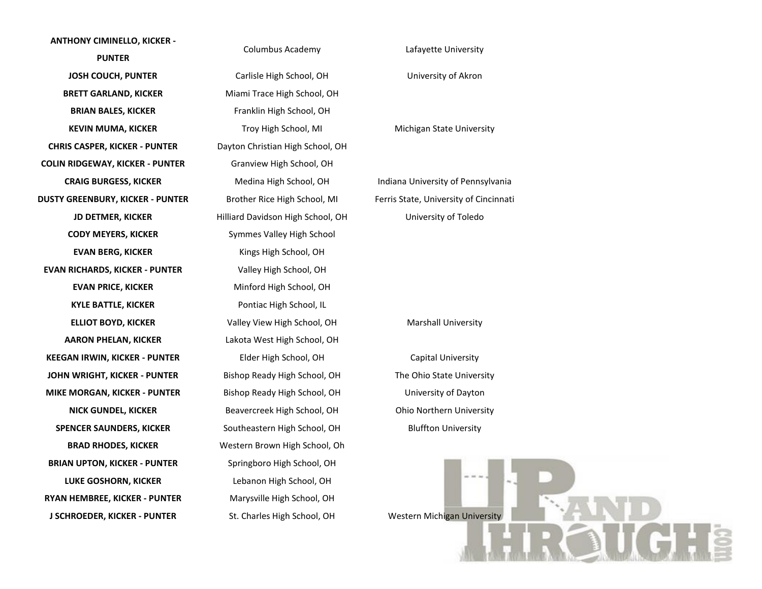| | | |
|---|---|---|
| **ANTHONY CIMINELLO, KICKER - PUNTER** | Columbus Academy | Lafayette University |
| **JOSH COUCH, PUNTER** | Carlisle High School, OH | University of Akron |
| **BRETT GARLAND, KICKER** | Miami Trace High School, OH | |
| **BRIAN BALES, KICKER** | Franklin High School, OH | |
| **KEVIN MUMA, KICKER** | Troy High School, MI | Michigan State University |
| **CHRIS CASPER, KICKER - PUNTER** | Dayton Christian High School, OH | |
| **COLIN RIDGEWAY, KICKER - PUNTER** | Granview High School, OH | |
| **CRAIG BURGESS, KICKER** | Medina High School, OH | Indiana University of Pennsylvania |
| **DUSTY GREENBURY, KICKER - PUNTER** | Brother Rice High School, MI | Ferris State, University of Cincinnati |
| **JD DETMER, KICKER** | Hilliard Davidson High School, OH | University of Toledo |
| **CODY MEYERS, KICKER** | Symmes Valley High School | |
| **EVAN BERG, KICKER** | Kings High School, OH | |
| **EVAN RICHARDS, KICKER - PUNTER** | Valley High School, OH | |
| **EVAN PRICE, KICKER** | Minford High School, OH | |
| **KYLE BATTLE, KICKER** | Pontiac High School, IL | |
| **ELLIOT BOYD, KICKER** | Valley View High School, OH | Marshall University |
| **AARON PHELAN, KICKER** | Lakota West High School, OH | |
| **KEEGAN IRWIN, KICKER - PUNTER** | Elder High School, OH | Capital University |
| **JOHN WRIGHT, KICKER - PUNTER** | Bishop Ready High School, OH | The Ohio State University |
| **MIKE MORGAN, KICKER - PUNTER** | Bishop Ready High School, OH | University of Dayton |
| **NICK GUNDEL, KICKER** | Beavercreek High School, OH | Ohio Northern University |
| **SPENCER SAUNDERS, KICKER** | Southeastern High School, OH | Bluffton University |
| **BRAD RHODES, KICKER** | Western Brown High School, Oh | |
| **BRIAN UPTON, KICKER - PUNTER** | Springboro High School, OH | |
| **LUKE GOSHORN, KICKER** | Lebanon High School, OH | |
| **RYAN HEMBREE, KICKER - PUNTER** | Marysville High School, OH | |
| **J SCHROEDER, KICKER - PUNTER** | St. Charles High School, OH | Western Michigan University |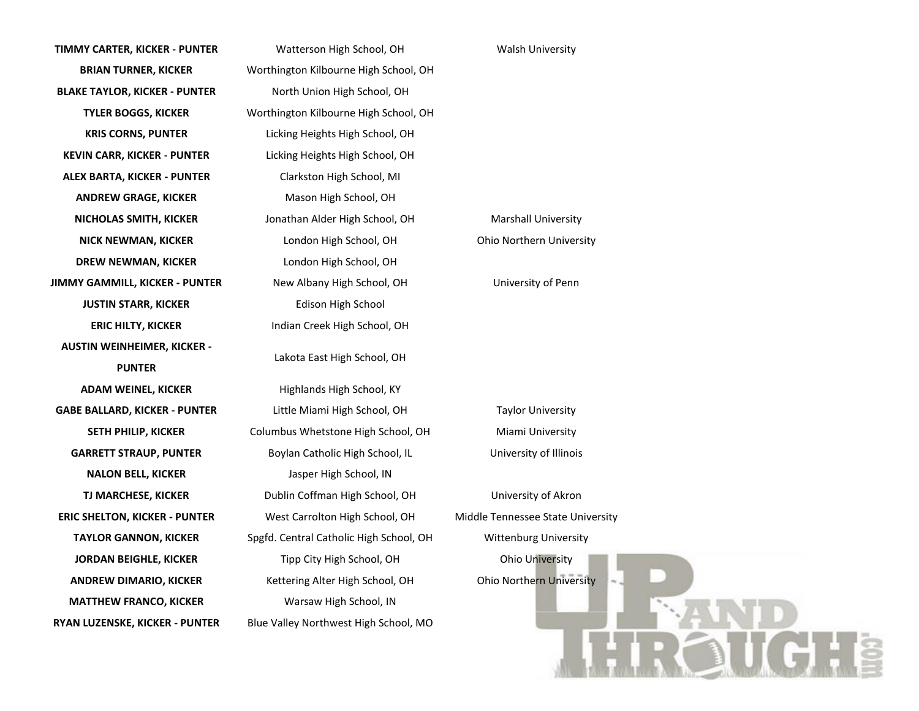| | | |
|---|---|---|
| **TIMMY CARTER, KICKER - PUNTER** | Watterson High School, OH | Walsh University |
| **BRIAN TURNER, KICKER** | Worthington Kilbourne High School, OH | |
| **BLAKE TAYLOR, KICKER - PUNTER** | North Union High School, OH | |
| **TYLER BOGGS, KICKER** | Worthington Kilbourne High School, OH | |
| **KRIS CORNS, PUNTER** | Licking Heights High School, OH | |
| **KEVIN CARR, KICKER - PUNTER** | Licking Heights High School, OH | |
| **ALEX BARTA, KICKER - PUNTER** | Clarkston High School, MI | |
| **ANDREW GRAGE, KICKER** | Mason High School, OH | |
| **NICHOLAS SMITH, KICKER** | Jonathan Alder High School, OH | Marshall University |
| **NICK NEWMAN, KICKER** | London High School, OH | Ohio Northern University |
| **DREW NEWMAN, KICKER** | London High School, OH | |
| **JIMMY GAMMILL, KICKER - PUNTER** | New Albany High School, OH | University of Penn |
| **JUSTIN STARR, KICKER** | Edison High School | |
| **ERIC HILTY, KICKER** | Indian Creek High School, OH | |
| **AUSTIN WEINHEIMER, KICKER - PUNTER** | Lakota East High School, OH | |
| **ADAM WEINEL, KICKER** | Highlands High School, KY | |
| **GABE BALLARD, KICKER - PUNTER** | Little Miami High School, OH | Taylor University |
| **SETH PHILIP, KICKER** | Columbus Whetstone High School, OH | Miami University |
| **GARRETT STRAUP, PUNTER** | Boylan Catholic High School, IL | University of Illinois |
| **NALON BELL, KICKER** | Jasper High School, IN | |
| **TJ MARCHESE, KICKER** | Dublin Coffman High School, OH | University of Akron |
| **ERIC SHELTON, KICKER - PUNTER** | West Carrolton High School, OH | Middle Tennessee State University |
| **TAYLOR GANNON, KICKER** | Spgfd. Central Catholic High School, OH | Wittenburg University |
| **JORDAN BEIGHLE, KICKER** | Tipp City High School, OH | Ohio University |
| **ANDREW DIMARIO, KICKER** | Kettering Alter High School, OH | Ohio Northern University |
| **MATTHEW FRANCO, KICKER** | Warsaw High School, IN | |
| **RYAN LUZENSKE, KICKER - PUNTER** | Blue Valley Northwest High School, MO | |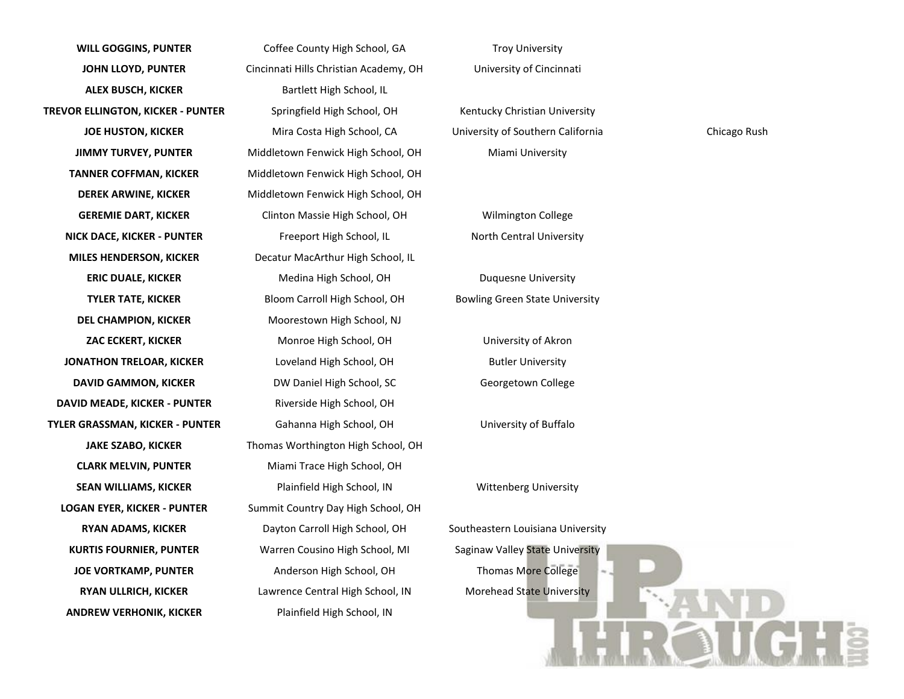| | | | |
|---|---|---|---|
| **WILL GOGGINS, PUNTER** | Coffee County High School, GA | Troy University | |
| **JOHN LLOYD, PUNTER** | Cincinnati Hills Christian Academy, OH | University of Cincinnati | |
| **ALEX BUSCH, KICKER** | Bartlett High School, IL | | |
| **TREVOR ELLINGTON, KICKER - PUNTER** | Springfield High School, OH | Kentucky Christian University | |
| **JOE HUSTON, KICKER** | Mira Costa High School, CA | University of Southern California | Chicago Rush |
| **JIMMY TURVEY, PUNTER** | Middletown Fenwick High School, OH | Miami University | |
| **TANNER COFFMAN, KICKER** | Middletown Fenwick High School, OH | | |
| **DEREK ARWINE, KICKER** | Middletown Fenwick High School, OH | | |
| **GEREMIE DART, KICKER** | Clinton Massie High School, OH | Wilmington College | |
| **NICK DACE, KICKER - PUNTER** | Freeport High School, IL | North Central University | |
| **MILES HENDERSON, KICKER** | Decatur MacArthur High School, IL | | |
| **ERIC DUALE, KICKER** | Medina High School, OH | Duquesne University | |
| **TYLER TATE, KICKER** | Bloom Carroll High School, OH | Bowling Green State University | |
| **DEL CHAMPION, KICKER** | Moorestown High School, NJ | | |
| **ZAC ECKERT, KICKER** | Monroe High School, OH | University of Akron | |
| **JONATHON TRELOAR, KICKER** | Loveland High School, OH | Butler University | |
| **DAVID GAMMON, KICKER** | DW Daniel High School, SC | Georgetown College | |
| **DAVID MEADE, KICKER - PUNTER** | Riverside High School, OH | | |
| **TYLER GRASSMAN, KICKER - PUNTER** | Gahanna High School, OH | University of Buffalo | |
| **JAKE SZABO, KICKER** | Thomas Worthington High School, OH | | |
| **CLARK MELVIN, PUNTER** | Miami Trace High School, OH | | |
| **SEAN WILLIAMS, KICKER** | Plainfield High School, IN | Wittenberg University | |
| **LOGAN EYER, KICKER - PUNTER** | Summit Country Day High School, OH | | |
| **RYAN ADAMS, KICKER** | Dayton Carroll High School, OH | Southeastern Louisiana University | |
| **KURTIS FOURNIER, PUNTER** | Warren Cousino High School, MI | Saginaw Valley State University | |
| **JOE VORTKAMP, PUNTER** | Anderson High School, OH | Thomas More College | |
| **RYAN ULLRICH, KICKER** | Lawrence Central High School, IN | Morehead State University | |
| **ANDREW VERHONIK, KICKER** | Plainfield High School, IN | | |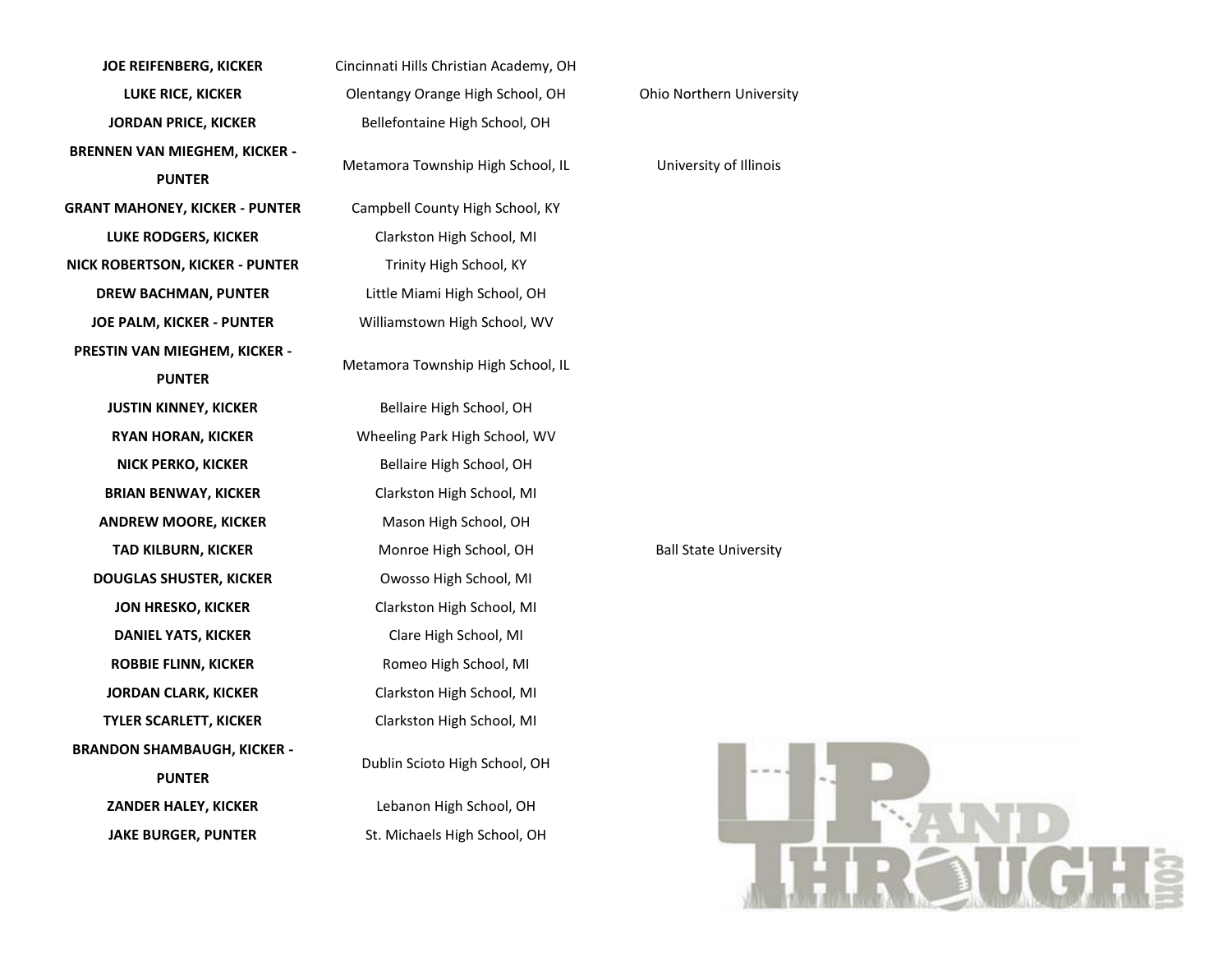| | | |
|---|---|---|
| **JOE REIFENBERG, KICKER** | Cincinnati Hills Christian Academy, OH | |
| **LUKE RICE, KICKER** | Olentangy Orange High School, OH | Ohio Northern University |
| **JORDAN PRICE, KICKER** | Bellefontaine High School, OH | |
| **BRENNEN VAN MIEGHEM, KICKER - PUNTER** | Metamora Township High School, IL | University of Illinois |
| **GRANT MAHONEY, KICKER - PUNTER** | Campbell County High School, KY | |
| **LUKE RODGERS, KICKER** | Clarkston High School, MI | |
| **NICK ROBERTSON, KICKER - PUNTER** | Trinity High School, KY | |
| **DREW BACHMAN, PUNTER** | Little Miami High School, OH | |
| **JOE PALM, KICKER - PUNTER** | Williamstown High School, WV | |
| **PRESTIN VAN MIEGHEM, KICKER - PUNTER** | Metamora Township High School, IL | |
| **JUSTIN KINNEY, KICKER** | Bellaire High School, OH | |
| **RYAN HORAN, KICKER** | Wheeling Park High School, WV | |
| **NICK PERKO, KICKER** | Bellaire High School, OH | |
| **BRIAN BENWAY, KICKER** | Clarkston High School, MI | |
| **ANDREW MOORE, KICKER** | Mason High School, OH | |
| **TAD KILBURN, KICKER** | Monroe High School, OH | Ball State University |
| **DOUGLAS SHUSTER, KICKER** | Owosso High School, MI | |
| **JON HRESKO, KICKER** | Clarkston High School, MI | |
| **DANIEL YATS, KICKER** | Clare High School, MI | |
| **ROBBIE FLINN, KICKER** | Romeo High School, MI | |
| **JORDAN CLARK, KICKER** | Clarkston High School, MI | |
| **TYLER SCARLETT, KICKER** | Clarkston High School, MI | |
| **BRANDON SHAMBAUGH, KICKER - PUNTER** | Dublin Scioto High School, OH | |
| **ZANDER HALEY, KICKER** | Lebanon High School, OH | |
| **JAKE BURGER, PUNTER** | St. Michaels High School, OH | |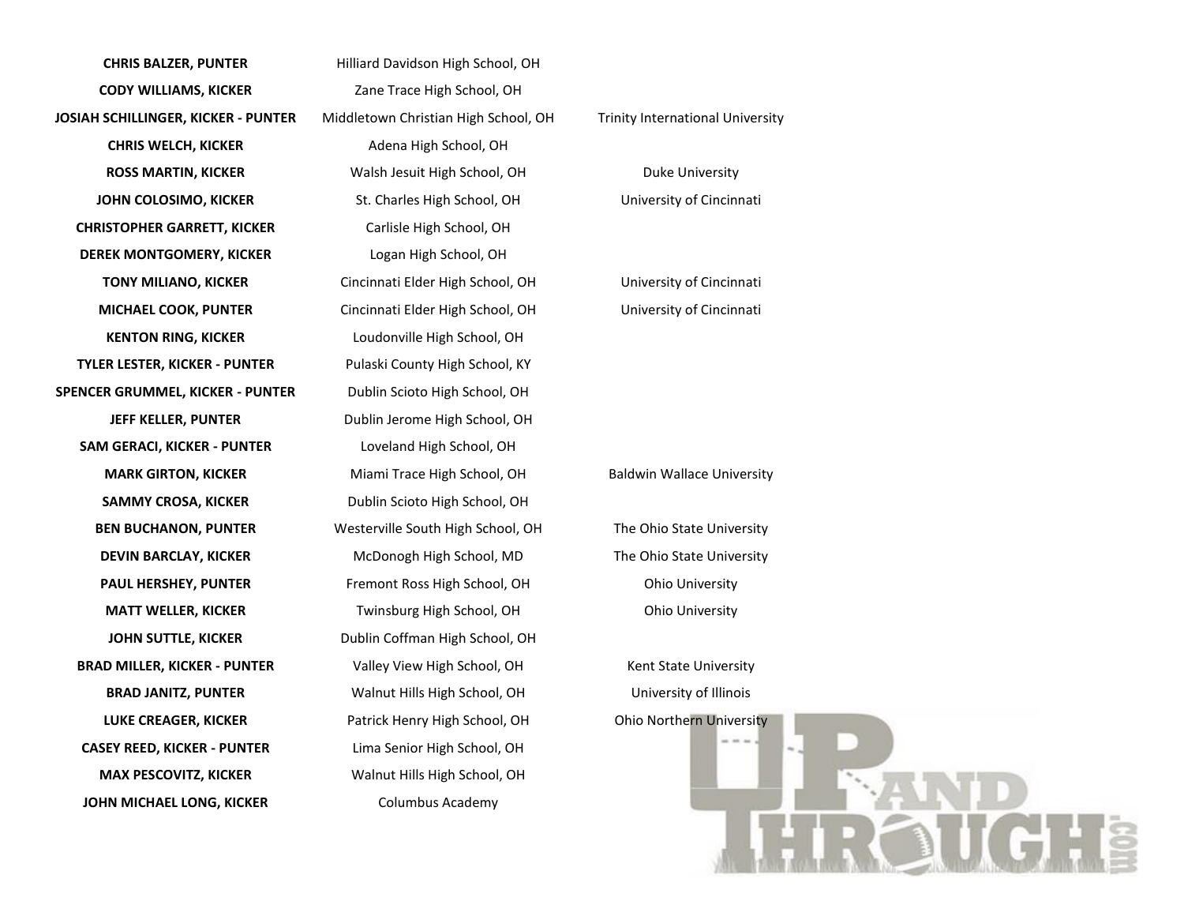| | | |
|---|---|---|
| **CHRIS BALZER, PUNTER** | Hilliard Davidson High School, OH | |
| **CODY WILLIAMS, KICKER** | Zane Trace High School, OH | |
| **JOSIAH SCHILLINGER, KICKER - PUNTER** | Middletown Christian High School, OH | Trinity International University |
| **CHRIS WELCH, KICKER** | Adena High School, OH | |
| **ROSS MARTIN, KICKER** | Walsh Jesuit High School, OH | Duke University |
| **JOHN COLOSIMO, KICKER** | St. Charles High School, OH | University of Cincinnati |
| **CHRISTOPHER GARRETT, KICKER** | Carlisle High School, OH | |
| **DEREK MONTGOMERY, KICKER** | Logan High School, OH | |
| **TONY MILIANO, KICKER** | Cincinnati Elder High School, OH | University of Cincinnati |
| **MICHAEL COOK, PUNTER** | Cincinnati Elder High School, OH | University of Cincinnati |
| **KENTON RING, KICKER** | Loudonville High School, OH | |
| **TYLER LESTER, KICKER - PUNTER** | Pulaski County High School, KY | |
| **SPENCER GRUMMEL, KICKER - PUNTER** | Dublin Scioto High School, OH | |
| **JEFF KELLER, PUNTER** | Dublin Jerome High School, OH | |
| **SAM GERACI, KICKER - PUNTER** | Loveland High School, OH | |
| **MARK GIRTON, KICKER** | Miami Trace High School, OH | Baldwin Wallace University |
| **SAMMY CROSA, KICKER** | Dublin Scioto High School, OH | |
| **BEN BUCHANON, PUNTER** | Westerville South High School, OH | The Ohio State University |
| **DEVIN BARCLAY, KICKER** | McDonogh High School, MD | The Ohio State University |
| **PAUL HERSHEY, PUNTER** | Fremont Ross High School, OH | Ohio University |
| **MATT WELLER, KICKER** | Twinsburg High School, OH | Ohio University |
| **JOHN SUTTLE, KICKER** | Dublin Coffman High School, OH | |
| **BRAD MILLER, KICKER - PUNTER** | Valley View High School, OH | Kent State University |
| **BRAD JANITZ, PUNTER** | Walnut Hills High School, OH | University of Illinois |
| **LUKE CREAGER, KICKER** | Patrick Henry High School, OH | Ohio Northern University |
| **CASEY REED, KICKER - PUNTER** | Lima Senior High School, OH | |
| **MAX PESCOVITZ, KICKER** | Walnut Hills High School, OH | |
| **JOHN MICHAEL LONG, KICKER** | Columbus Academy | |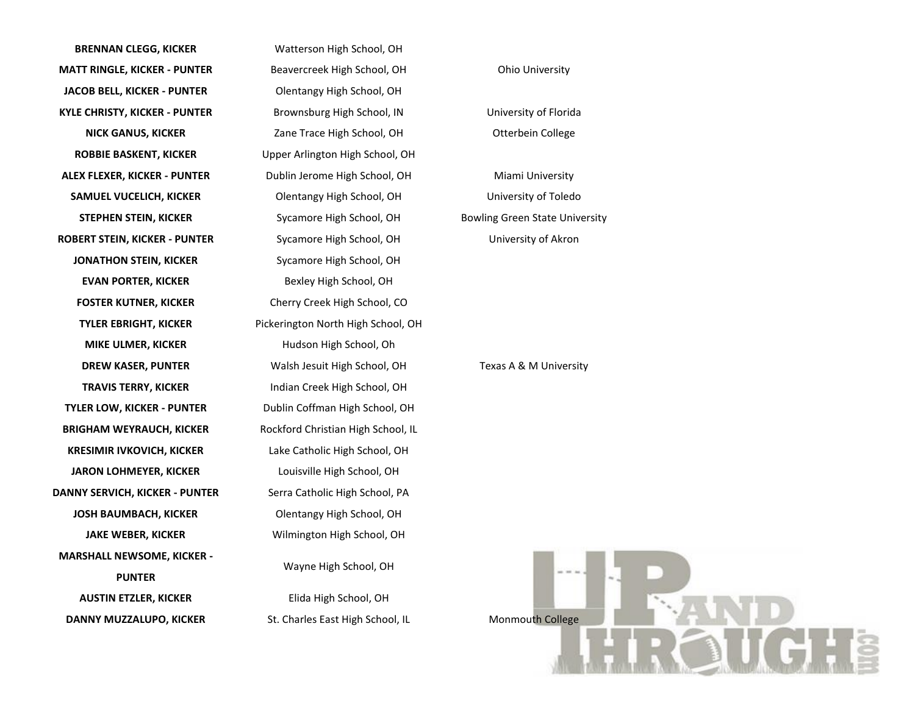| | | |
|---|---|---|
| **BRENNAN CLEGG, KICKER** | Watterson High School, OH | |
| **MATT RINGLE, KICKER - PUNTER** | Beavercreek High School, OH | Ohio University |
| **JACOB BELL, KICKER - PUNTER** | Olentangy High School, OH | |
| **KYLE CHRISTY, KICKER - PUNTER** | Brownsburg High School, IN | University of Florida |
| **NICK GANUS, KICKER** | Zane Trace High School, OH | Otterbein College |
| **ROBBIE BASKENT, KICKER** | Upper Arlington High School, OH | |
| **ALEX FLEXER, KICKER - PUNTER** | Dublin Jerome High School, OH | Miami University |
| **SAMUEL VUCELICH, KICKER** | Olentangy High School, OH | University of Toledo |
| **STEPHEN STEIN, KICKER** | Sycamore High School, OH | Bowling Green State University |
| **ROBERT STEIN, KICKER - PUNTER** | Sycamore High School, OH | University of Akron |
| **JONATHON STEIN, KICKER** | Sycamore High School, OH | |
| **EVAN PORTER, KICKER** | Bexley High School, OH | |
| **FOSTER KUTNER, KICKER** | Cherry Creek High School, CO | |
| **TYLER EBRIGHT, KICKER** | Pickerington North High School, OH | |
| **MIKE ULMER, KICKER** | Hudson High School, Oh | |
| **DREW KASER, PUNTER** | Walsh Jesuit High School, OH | Texas A & M University |
| **TRAVIS TERRY, KICKER** | Indian Creek High School, OH | |
| **TYLER LOW, KICKER - PUNTER** | Dublin Coffman High School, OH | |
| **BRIGHAM WEYRAUCH, KICKER** | Rockford Christian High School, IL | |
| **KRESIMIR IVKOVICH, KICKER** | Lake Catholic High School, OH | |
| **JARON LOHMEYER, KICKER** | Louisville High School, OH | |
| **DANNY SERVICH, KICKER - PUNTER** | Serra Catholic High School, PA | |
| **JOSH BAUMBACH, KICKER** | Olentangy High School, OH | |
| **JAKE WEBER, KICKER** | Wilmington High School, OH | |
| **MARSHALL NEWSOME, KICKER - PUNTER** | Wayne High School, OH | |
| **AUSTIN ETZLER, KICKER** | Elida High School, OH | |
| **DANNY MUZZALUPO, KICKER** | St. Charles East High School, IL | Monmouth College |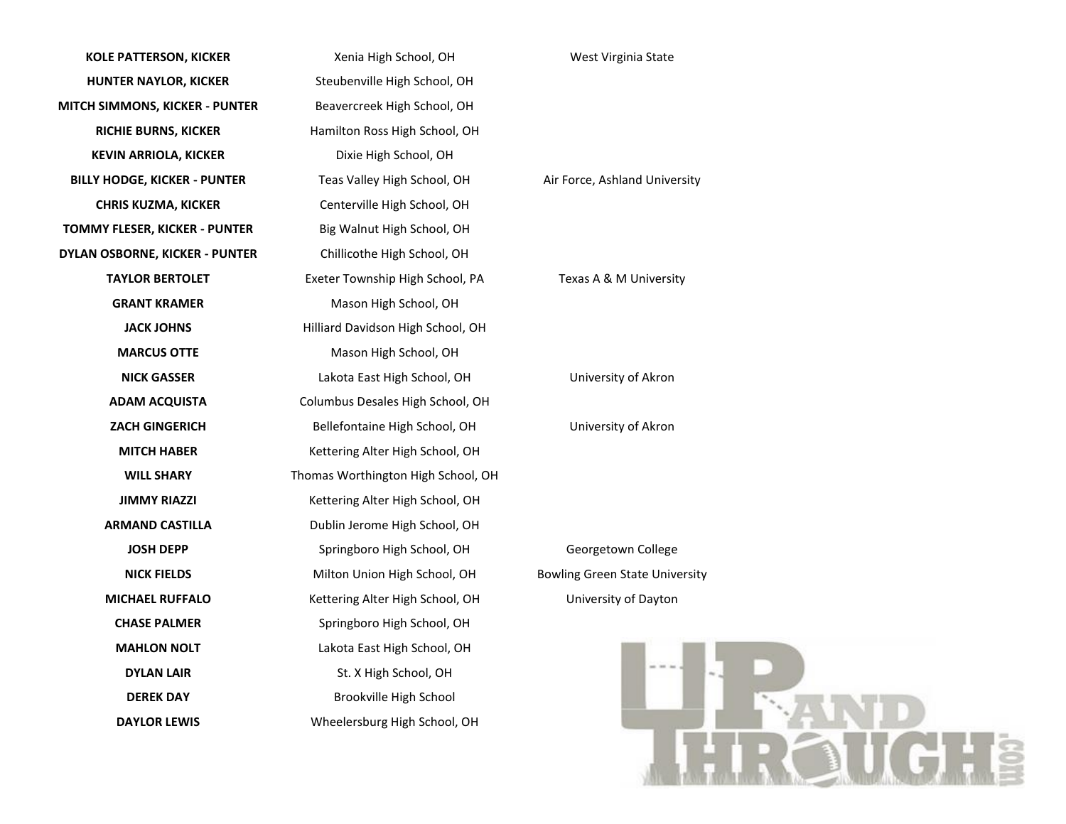| | | |
|---|---|---|
| **KOLE PATTERSON, KICKER** | Xenia High School, OH | West Virginia State |
| **HUNTER NAYLOR, KICKER** | Steubenville High School, OH | |
| **MITCH SIMMONS, KICKER - PUNTER** | Beavercreek High School, OH | |
| **RICHIE BURNS, KICKER** | Hamilton Ross High School, OH | |
| **KEVIN ARRIOLA, KICKER** | Dixie High School, OH | |
| **BILLY HODGE, KICKER - PUNTER** | Teas Valley High School, OH | Air Force, Ashland University |
| **CHRIS KUZMA, KICKER** | Centerville High School, OH | |
| **TOMMY FLESER, KICKER - PUNTER** | Big Walnut High School, OH | |
| **DYLAN OSBORNE, KICKER - PUNTER** | Chillicothe High School, OH | |
| **TAYLOR BERTOLET** | Exeter Township High School, PA | Texas A & M University |
| **GRANT KRAMER** | Mason High School, OH | |
| **JACK JOHNS** | Hilliard Davidson High School, OH | |
| **MARCUS OTTE** | Mason High School, OH | |
| **NICK GASSER** | Lakota East High School, OH | University of Akron |
| **ADAM ACQUISTA** | Columbus Desales High School, OH | |
| **ZACH GINGERICH** | Bellefontaine High School, OH | University of Akron |
| **MITCH HABER** | Kettering Alter High School, OH | |
| **WILL SHARY** | Thomas Worthington High School, OH | |
| **JIMMY RIAZZI** | Kettering Alter High School, OH | |
| **ARMAND CASTILLA** | Dublin Jerome High School, OH | |
| **JOSH DEPP** | Springboro High School, OH | Georgetown College |
| **NICK FIELDS** | Milton Union High School, OH | Bowling Green State University |
| **MICHAEL RUFFALO** | Kettering Alter High School, OH | University of Dayton |
| **CHASE PALMER** | Springboro High School, OH | |
| **MAHLON NOLT** | Lakota East High School, OH | |
| **DYLAN LAIR** | St. X High School, OH | |
| **DEREK DAY** | Brookville High School | |
| **DAYLOR LEWIS** | Wheelersburg High School, OH | |

UP AND THROUGH.com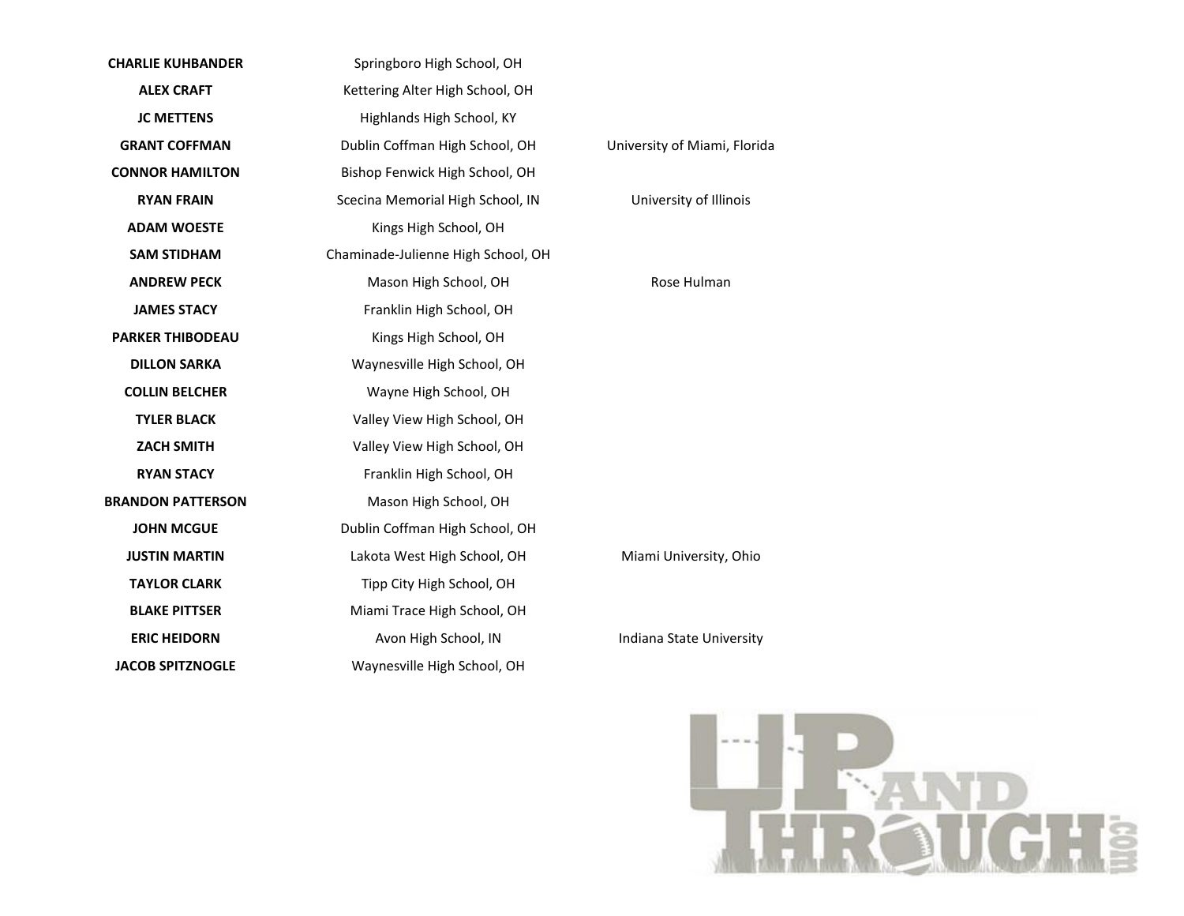| | | |
|---|---|---|
| **CHARLIE KUHBANDER** | Springboro High School, OH | |
| **ALEX CRAFT** | Kettering Alter High School, OH | |
| **JC METTENS** | Highlands High School, KY | |
| **GRANT COFFMAN** | Dublin Coffman High School, OH | University of Miami, Florida |
| **CONNOR HAMILTON** | Bishop Fenwick High School, OH | |
| **RYAN FRAIN** | Scecina Memorial High School, IN | University of Illinois |
| **ADAM WOESTE** | Kings High School, OH | |
| **SAM STIDHAM** | Chaminade-Julienne High School, OH | |
| **ANDREW PECK** | Mason High School, OH | Rose Hulman |
| **JAMES STACY** | Franklin High School, OH | |
| **PARKER THIBODEAU** | Kings High School, OH | |
| **DILLON SARKA** | Waynesville High School, OH | |
| **COLLIN BELCHER** | Wayne High School, OH | |
| **TYLER BLACK** | Valley View High School, OH | |
| **ZACH SMITH** | Valley View High School, OH | |
| **RYAN STACY** | Franklin High School, OH | |
| **BRANDON PATTERSON** | Mason High School, OH | |
| **JOHN MCGUE** | Dublin Coffman High School, OH | |
| **JUSTIN MARTIN** | Lakota West High School, OH | Miami University, Ohio |
| **TAYLOR CLARK** | Tipp City High School, OH | |
| **BLAKE PITTSER** | Miami Trace High School, OH | |
| **ERIC HEIDORN** | Avon High School, IN | Indiana State University |
| **JACOB SPITZNOGLE** | Waynesville High School, OH | |

UP AND THROUGH.com